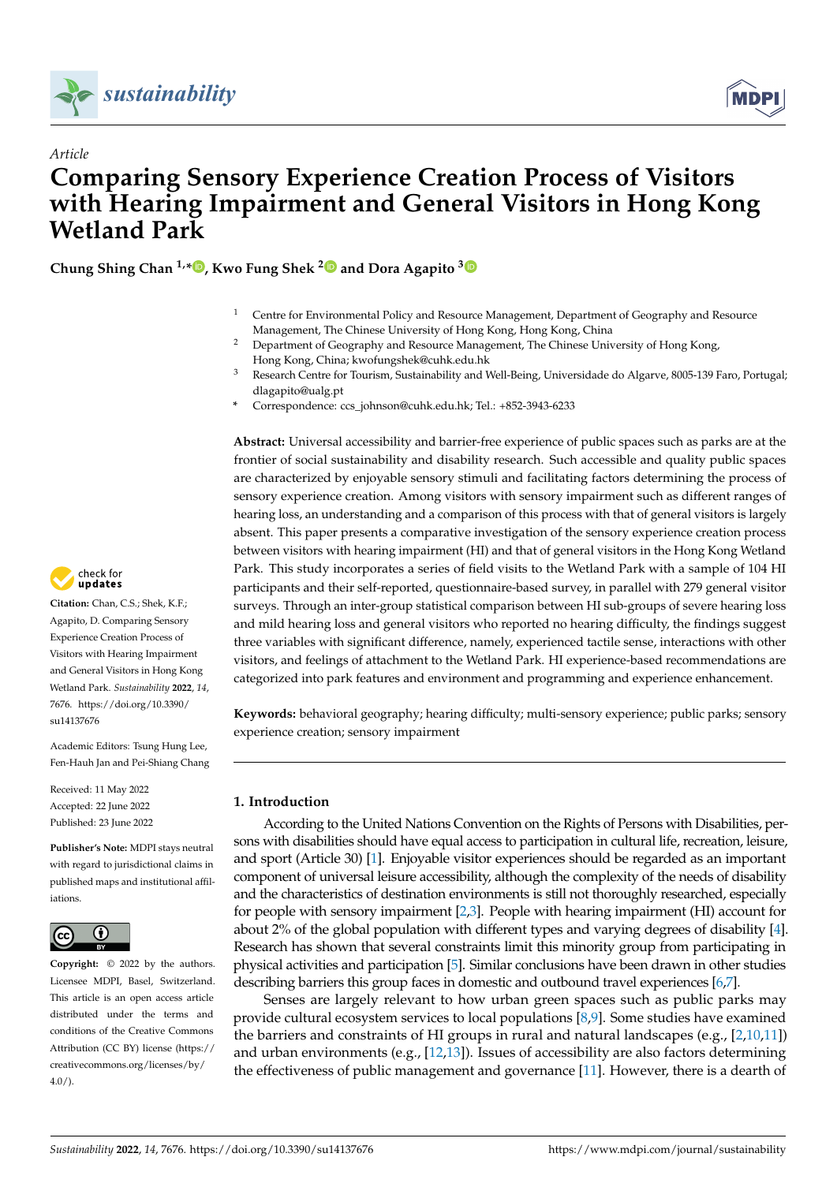*Article*

# Comparing Sensory Experience Creation Process of Visitors with Hearing Impairment and General Visitors in Hong Kong Wetland Park

**Chung Shing Chan [1,*], Kwo Fung Shek [2] and Dora Agapito [3]**

[1] Centre for Environmental Policy and Resource Management, Department of Geography and Resource Management, The Chinese University of Hong Kong, Hong Kong, China

[2] Department of Geography and Resource Management, The Chinese University of Hong Kong, Hong Kong, China; kwofungshek@cuhk.edu.hk

[3] Research Centre for Tourism, Sustainability and Well-Being, Universidade do Algarve, 8005-139 Faro, Portugal; dlagapito@ualg.pt

* Correspondence: ccs_johnson@cuhk.edu.hk; Tel.: +852-3943-6233

**Abstract:** Universal accessibility and barrier-free experience of public spaces such as parks are at the frontier of social sustainability and disability research. Such accessible and quality public spaces are characterized by enjoyable sensory stimuli and facilitating factors determining the process of sensory experience creation. Among visitors with sensory impairment such as different ranges of hearing loss, an understanding and a comparison of this process with that of general visitors is largely absent. This paper presents a comparative investigation of the sensory experience creation process between visitors with hearing impairment (HI) and that of general visitors in the Hong Kong Wetland Park. This study incorporates a series of field visits to the Wetland Park with a sample of 104 HI participants and their self-reported, questionnaire-based survey, in parallel with 279 general visitor surveys. Through an inter-group statistical comparison between HI sub-groups of severe hearing loss and mild hearing loss and general visitors who reported no hearing difficulty, the findings suggest three variables with significant difference, namely, experienced tactile sense, interactions with other visitors, and feelings of attachment to the Wetland Park. HI experience-based recommendations are categorized into park features and environment and programming and experience enhancement.

**Keywords:** behavioral geography; hearing difficulty; multi-sensory experience; public parks; sensory experience creation; sensory impairment

**Citation:** Chan, C.S.; Shek, K.F.; Agapito, D. Comparing Sensory Experience Creation Process of Visitors with Hearing Impairment and General Visitors in Hong Kong Wetland Park. *Sustainability* **2022**, *14*, 7676. https://doi.org/10.3390/su14137676

Academic Editors: Tsung Hung Lee, Fen-Hauh Jan and Pei-Shiang Chang

Received: 11 May 2022
Accepted: 22 June 2022
Published: 23 June 2022

**Publisher's Note:** MDPI stays neutral with regard to jurisdictional claims in published maps and institutional affiliations.

**Copyright:** © 2022 by the authors. Licensee MDPI, Basel, Switzerland. This article is an open access article distributed under the terms and conditions of the Creative Commons Attribution (CC BY) license (https://creativecommons.org/licenses/by/4.0/).

## 1. Introduction

According to the United Nations Convention on the Rights of Persons with Disabilities, persons with disabilities should have equal access to participation in cultural life, recreation, leisure, and sport (Article 30) [1]. Enjoyable visitor experiences should be regarded as an important component of universal leisure accessibility, although the complexity of the needs of disability and the characteristics of destination environments is still not thoroughly researched, especially for people with sensory impairment [2,3]. People with hearing impairment (HI) account for about 2% of the global population with different types and varying degrees of disability [4]. Research has shown that several constraints limit this minority group from participating in physical activities and participation [5]. Similar conclusions have been drawn in other studies describing barriers this group faces in domestic and outbound travel experiences [6,7].

Senses are largely relevant to how urban green spaces such as public parks may provide cultural ecosystem services to local populations [8,9]. Some studies have examined the barriers and constraints of HI groups in rural and natural landscapes (e.g., [2,10,11]) and urban environments (e.g., [12,13]). Issues of accessibility are also factors determining the effectiveness of public management and governance [11]. However, there is a dearth of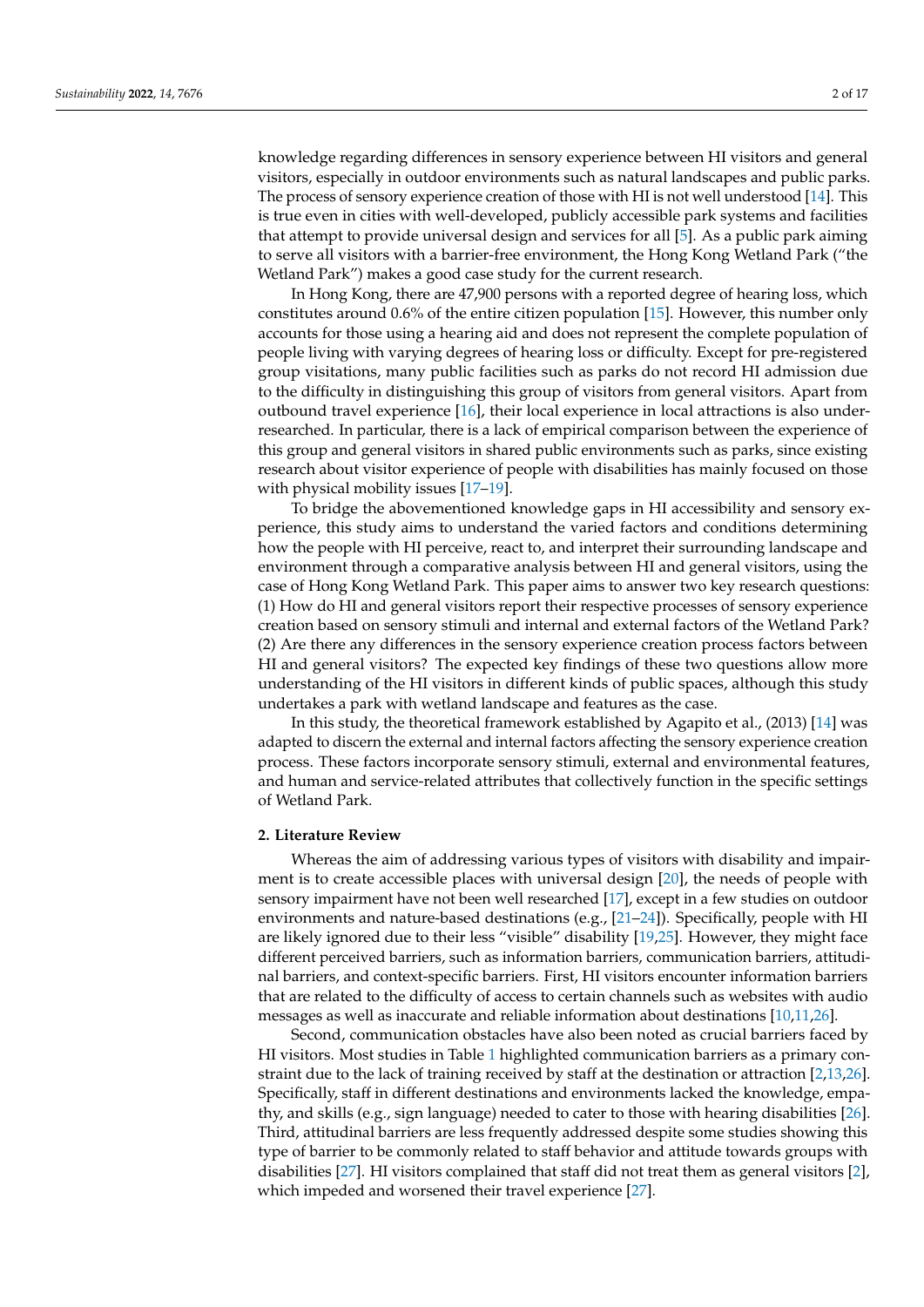knowledge regarding differences in sensory experience between HI visitors and general visitors, especially in outdoor environments such as natural landscapes and public parks. The process of sensory experience creation of those with HI is not well understood [14]. This is true even in cities with well-developed, publicly accessible park systems and facilities that attempt to provide universal design and services for all [5]. As a public park aiming to serve all visitors with a barrier-free environment, the Hong Kong Wetland Park ("the Wetland Park") makes a good case study for the current research.

In Hong Kong, there are 47,900 persons with a reported degree of hearing loss, which constitutes around 0.6% of the entire citizen population [15]. However, this number only accounts for those using a hearing aid and does not represent the complete population of people living with varying degrees of hearing loss or difficulty. Except for pre-registered group visitations, many public facilities such as parks do not record HI admission due to the difficulty in distinguishing this group of visitors from general visitors. Apart from outbound travel experience [16], their local experience in local attractions is also under-researched. In particular, there is a lack of empirical comparison between the experience of this group and general visitors in shared public environments such as parks, since existing research about visitor experience of people with disabilities has mainly focused on those with physical mobility issues [17–19].

To bridge the abovementioned knowledge gaps in HI accessibility and sensory experience, this study aims to understand the varied factors and conditions determining how the people with HI perceive, react to, and interpret their surrounding landscape and environment through a comparative analysis between HI and general visitors, using the case of Hong Kong Wetland Park. This paper aims to answer two key research questions: (1) How do HI and general visitors report their respective processes of sensory experience creation based on sensory stimuli and internal and external factors of the Wetland Park? (2) Are there any differences in the sensory experience creation process factors between HI and general visitors? The expected key findings of these two questions allow more understanding of the HI visitors in different kinds of public spaces, although this study undertakes a park with wetland landscape and features as the case.

In this study, the theoretical framework established by Agapito et al., (2013) [14] was adapted to discern the external and internal factors affecting the sensory experience creation process. These factors incorporate sensory stimuli, external and environmental features, and human and service-related attributes that collectively function in the specific settings of Wetland Park.

## 2. Literature Review

Whereas the aim of addressing various types of visitors with disability and impairment is to create accessible places with universal design [20], the needs of people with sensory impairment have not been well researched [17], except in a few studies on outdoor environments and nature-based destinations (e.g., [21–24]). Specifically, people with HI are likely ignored due to their less "visible" disability [19,25]. However, they might face different perceived barriers, such as information barriers, communication barriers, attitudinal barriers, and context-specific barriers. First, HI visitors encounter information barriers that are related to the difficulty of access to certain channels such as websites with audio messages as well as inaccurate and reliable information about destinations [10,11,26].

Second, communication obstacles have also been noted as crucial barriers faced by HI visitors. Most studies in Table 1 highlighted communication barriers as a primary constraint due to the lack of training received by staff at the destination or attraction [2,13,26]. Specifically, staff in different destinations and environments lacked the knowledge, empathy, and skills (e.g., sign language) needed to cater to those with hearing disabilities [26]. Third, attitudinal barriers are less frequently addressed despite some studies showing this type of barrier to be commonly related to staff behavior and attitude towards groups with disabilities [27]. HI visitors complained that staff did not treat them as general visitors [2], which impeded and worsened their travel experience [27].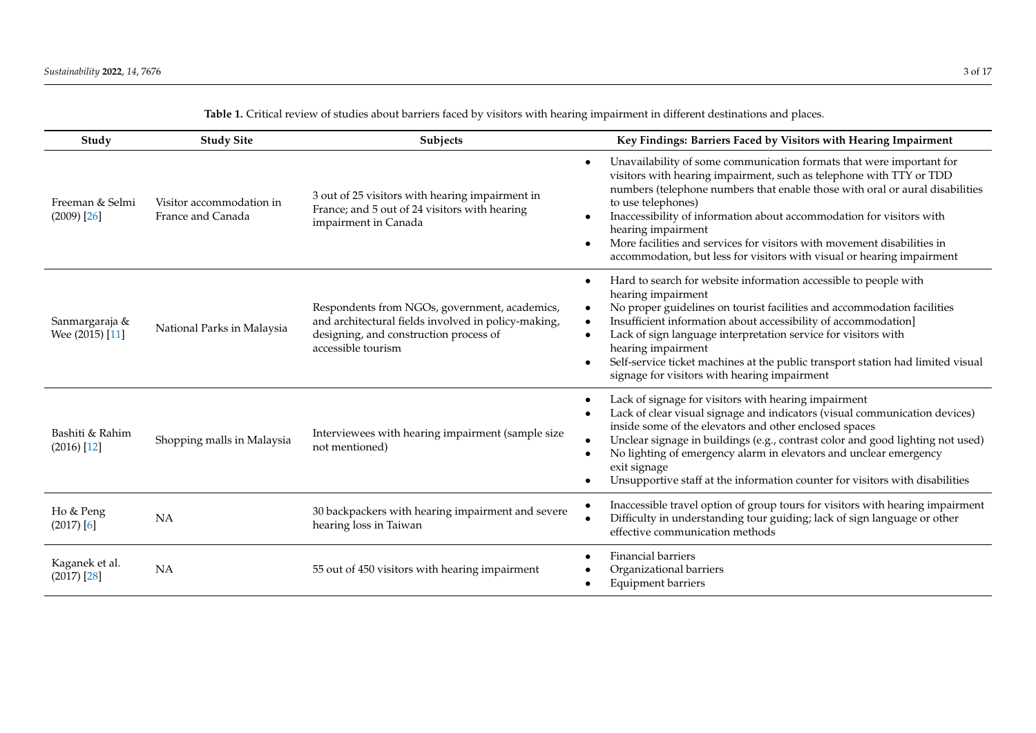**Table 1.** Critical review of studies about barriers faced by visitors with hearing impairment in different destinations and places.

| Study | Study Site | Subjects | Key Findings: Barriers Faced by Visitors with Hearing Impairment |
|---|---|---|---|
| Freeman & Selmi (2009) [26] | Visitor accommodation in France and Canada | 3 out of 25 visitors with hearing impairment in France; and 5 out of 24 visitors with hearing impairment in Canada | • Unavailability of some communication formats that were important for visitors with hearing impairment, such as telephone with TTY or TDD numbers (telephone numbers that enable those with oral or aural disabilities to use telephones)<br>• Inaccessibility of information about accommodation for visitors with hearing impairment<br>• More facilities and services for visitors with movement disabilities in accommodation, but less for visitors with visual or hearing impairment |
| Sanmargaraja & Wee (2015) [11] | National Parks in Malaysia | Respondents from NGOs, government, academics, and architectural fields involved in policy-making, designing, and construction process of accessible tourism | • Hard to search for website information accessible to people with hearing impairment<br>• No proper guidelines on tourist facilities and accommodation facilities<br>• Insufficient information about accessibility of accommodation]<br>• Lack of sign language interpretation service for visitors with hearing impairment<br>• Self-service ticket machines at the public transport station had limited visual signage for visitors with hearing impairment |
| Bashiti & Rahim (2016) [12] | Shopping malls in Malaysia | Interviewees with hearing impairment (sample size not mentioned) | • Lack of signage for visitors with hearing impairment<br>• Lack of clear visual signage and indicators (visual communication devices) inside some of the elevators and other enclosed spaces<br>• Unclear signage in buildings (e.g., contrast color and good lighting not used)<br>• No lighting of emergency alarm in elevators and unclear emergency exit signage<br>• Unsupportive staff at the information counter for visitors with disabilities |
| Ho & Peng (2017) [6] | NA | 30 backpackers with hearing impairment and severe hearing loss in Taiwan | • Inaccessible travel option of group tours for visitors with hearing impairment<br>• Difficulty in understanding tour guiding; lack of sign language or other effective communication methods |
| Kaganek et al. (2017) [28] | NA | 55 out of 450 visitors with hearing impairment | • Financial barriers<br>• Organizational barriers<br>• Equipment barriers |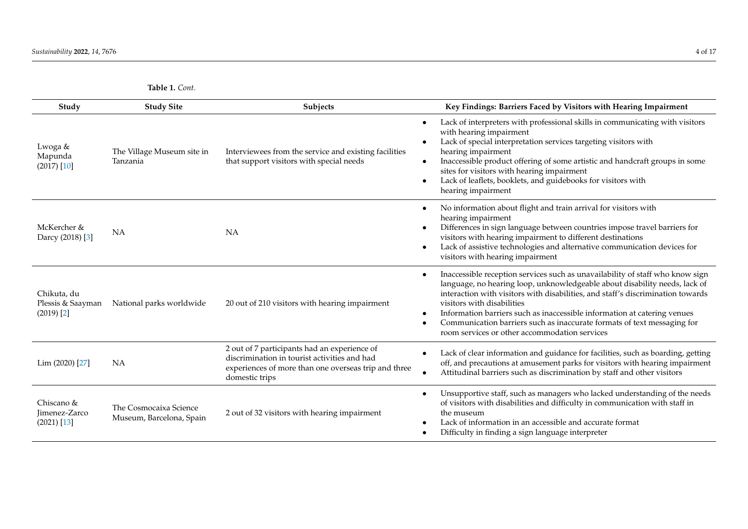**Table 1.** *Cont.*

| Study | Study Site | Subjects | Key Findings: Barriers Faced by Visitors with Hearing Impairment |
|---|---|---|---|
| Lwoga & Mapunda (2017) [10] | The Village Museum site in Tanzania | Interviewees from the service and existing facilities that support visitors with special needs | • Lack of interpreters with professional skills in communicating with visitors with hearing impairment<br>• Lack of special interpretation services targeting visitors with hearing impairment<br>• Inaccessible product offering of some artistic and handcraft groups in some sites for visitors with hearing impairment<br>• Lack of leaflets, booklets, and guidebooks for visitors with hearing impairment |
| McKercher & Darcy (2018) [3] | NA | NA | • No information about flight and train arrival for visitors with hearing impairment<br>• Differences in sign language between countries impose travel barriers for visitors with hearing impairment to different destinations<br>• Lack of assistive technologies and alternative communication devices for visitors with hearing impairment |
| Chikuta, du Plessis & Saayman (2019) [2] | National parks worldwide | 20 out of 210 visitors with hearing impairment | • Inaccessible reception services such as unavailability of staff who know sign language, no hearing loop, unknowledgeable about disability needs, lack of interaction with visitors with disabilities, and staff's discrimination towards visitors with disabilities<br>• Information barriers such as inaccessible information at catering venues<br>• Communication barriers such as inaccurate formats of text messaging for room services or other accommodation services |
| Lim (2020) [27] | NA | 2 out of 7 participants had an experience of discrimination in tourist activities and had experiences of more than one overseas trip and three domestic trips | • Lack of clear information and guidance for facilities, such as boarding, getting off, and precautions at amusement parks for visitors with hearing impairment<br>• Attitudinal barriers such as discrimination by staff and other visitors |
| Chiscano & Jimenez-Zarco (2021) [13] | The Cosmocaixa Science Museum, Barcelona, Spain | 2 out of 32 visitors with hearing impairment | • Unsupportive staff, such as managers who lacked understanding of the needs of visitors with disabilities and difficulty in communication with staff in the museum<br>• Lack of information in an accessible and accurate format<br>• Difficulty in finding a sign language interpreter |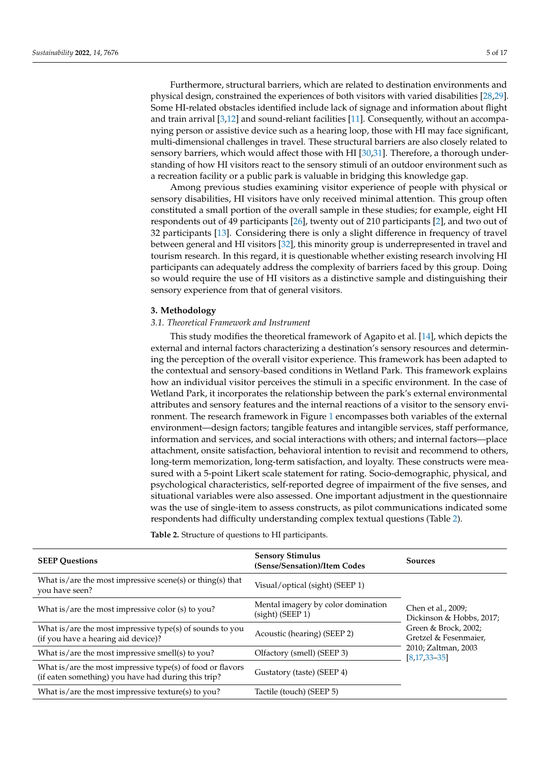Furthermore, structural barriers, which are related to destination environments and physical design, constrained the experiences of both visitors with varied disabilities [28,29]. Some HI-related obstacles identified include lack of signage and information about flight and train arrival [3,12] and sound-reliant facilities [11]. Consequently, without an accompanying person or assistive device such as a hearing loop, those with HI may face significant, multi-dimensional challenges in travel. These structural barriers are also closely related to sensory barriers, which would affect those with HI [30,31]. Therefore, a thorough understanding of how HI visitors react to the sensory stimuli of an outdoor environment such as a recreation facility or a public park is valuable in bridging this knowledge gap.

Among previous studies examining visitor experience of people with physical or sensory disabilities, HI visitors have only received minimal attention. This group often constituted a small portion of the overall sample in these studies; for example, eight HI respondents out of 49 participants [26], twenty out of 210 participants [2], and two out of 32 participants [13]. Considering there is only a slight difference in frequency of travel between general and HI visitors [32], this minority group is underrepresented in travel and tourism research. In this regard, it is questionable whether existing research involving HI participants can adequately address the complexity of barriers faced by this group. Doing so would require the use of HI visitors as a distinctive sample and distinguishing their sensory experience from that of general visitors.

## 3. Methodology

### *3.1. Theoretical Framework and Instrument*

This study modifies the theoretical framework of Agapito et al. [14], which depicts the external and internal factors characterizing a destination's sensory resources and determining the perception of the overall visitor experience. This framework has been adapted to the contextual and sensory-based conditions in Wetland Park. This framework explains how an individual visitor perceives the stimuli in a specific environment. In the case of Wetland Park, it incorporates the relationship between the park's external environmental attributes and sensory features and the internal reactions of a visitor to the sensory environment. The research framework in Figure 1 encompasses both variables of the external environment—design factors; tangible features and intangible services, staff performance, information and services, and social interactions with others; and internal factors—place attachment, onsite satisfaction, behavioral intention to revisit and recommend to others, long-term memorization, long-term satisfaction, and loyalty. These constructs were measured with a 5-point Likert scale statement for rating. Socio-demographic, physical, and psychological characteristics, self-reported degree of impairment of the five senses, and situational variables were also assessed. One important adjustment in the questionnaire was the use of single-item to assess constructs, as pilot communications indicated some respondents had difficulty understanding complex textual questions (Table 2).

**Table 2.** Structure of questions to HI participants.

| SEEP Questions | Sensory Stimulus (Sense/Sensation)/Item Codes | Sources |
|---|---|---|
| What is/are the most impressive scene(s) or thing(s) that you have seen? | Visual/optical (sight) (SEEP 1) | Chen et al., 2009; Dickinson & Hobbs, 2017; Green & Brock, 2002; Gretzel & Fesenmaier, 2010; Zaltman, 2003 [8,17,33–35] |
| What is/are the most impressive color (s) to you? | Mental imagery by color domination (sight) (SEEP 1) | |
| What is/are the most impressive type(s) of sounds to you (if you have a hearing aid device)? | Acoustic (hearing) (SEEP 2) | |
| What is/are the most impressive smell(s) to you? | Olfactory (smell) (SEEP 3) | |
| What is/are the most impressive type(s) of food or flavors (if eaten something) you have had during this trip? | Gustatory (taste) (SEEP 4) | |
| What is/are the most impressive texture(s) to you? | Tactile (touch) (SEEP 5) | |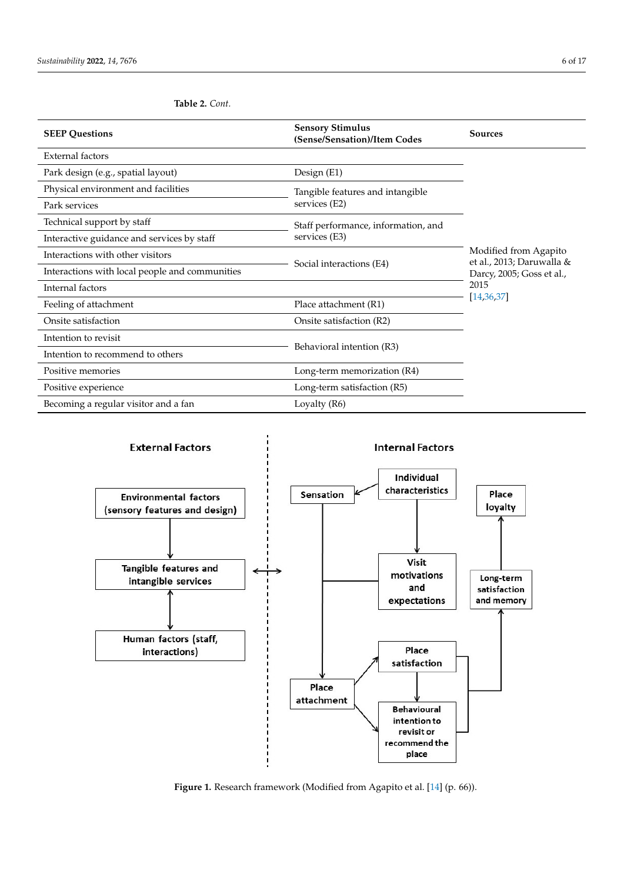**Table 2.** *Cont.*

| SEEP Questions | Sensory Stimulus (Sense/Sensation)/Item Codes | Sources |
|---|---|---|
| External factors | | Modified from Agapito et al., 2013; Daruwalla & Darcy, 2005; Goss et al., 2015 [14,36,37] |
| Park design (e.g., spatial layout) | Design (E1) | |
| Physical environment and facilities | Tangible features and intangible services (E2) | |
| Park services | | |
| Technical support by staff | Staff performance, information, and services (E3) | |
| Interactive guidance and services by staff | | |
| Interactions with other visitors | Social interactions (E4) | |
| Interactions with local people and communities | | |
| Internal factors | | |
| Feeling of attachment | Place attachment (R1) | |
| Onsite satisfaction | Onsite satisfaction (R2) | |
| Intention to revisit | Behavioral intention (R3) | |
| Intention to recommend to others | | |
| Positive memories | Long-term memorization (R4) | |
| Positive experience | Long-term satisfaction (R5) | |
| Becoming a regular visitor and a fan | Loyalty (R6) | |

**Figure 1.** Research framework (Modified from Agapito et al. [14] (p. 66)).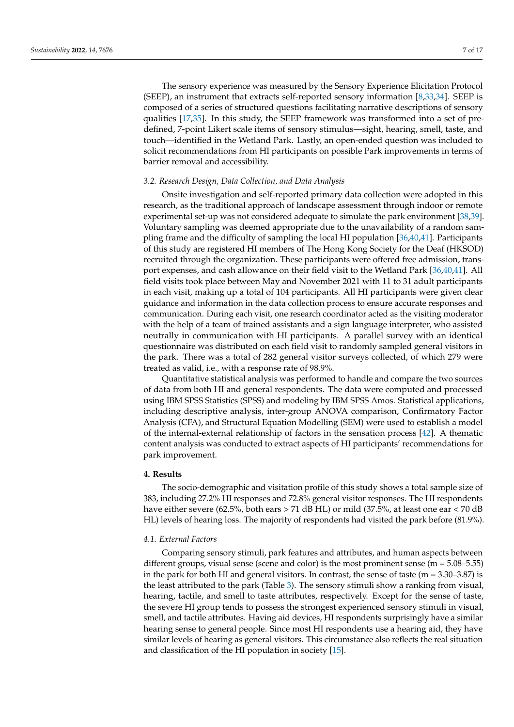The sensory experience was measured by the Sensory Experience Elicitation Protocol (SEEP), an instrument that extracts self-reported sensory information [8,33,34]. SEEP is composed of a series of structured questions facilitating narrative descriptions of sensory qualities [17,35]. In this study, the SEEP framework was transformed into a set of pre-defined, 7-point Likert scale items of sensory stimulus—sight, hearing, smell, taste, and touch—identified in the Wetland Park. Lastly, an open-ended question was included to solicit recommendations from HI participants on possible Park improvements in terms of barrier removal and accessibility.

### *3.2. Research Design, Data Collection, and Data Analysis*

Onsite investigation and self-reported primary data collection were adopted in this research, as the traditional approach of landscape assessment through indoor or remote experimental set-up was not considered adequate to simulate the park environment [38,39]. Voluntary sampling was deemed appropriate due to the unavailability of a random sampling frame and the difficulty of sampling the local HI population [36,40,41]. Participants of this study are registered HI members of The Hong Kong Society for the Deaf (HKSOD) recruited through the organization. These participants were offered free admission, transport expenses, and cash allowance on their field visit to the Wetland Park [36,40,41]. All field visits took place between May and November 2021 with 11 to 31 adult participants in each visit, making up a total of 104 participants. All HI participants were given clear guidance and information in the data collection process to ensure accurate responses and communication. During each visit, one research coordinator acted as the visiting moderator with the help of a team of trained assistants and a sign language interpreter, who assisted neutrally in communication with HI participants. A parallel survey with an identical questionnaire was distributed on each field visit to randomly sampled general visitors in the park. There was a total of 282 general visitor surveys collected, of which 279 were treated as valid, i.e., with a response rate of 98.9%.

Quantitative statistical analysis was performed to handle and compare the two sources of data from both HI and general respondents. The data were computed and processed using IBM SPSS Statistics (SPSS) and modeling by IBM SPSS Amos. Statistical applications, including descriptive analysis, inter-group ANOVA comparison, Confirmatory Factor Analysis (CFA), and Structural Equation Modelling (SEM) were used to establish a model of the internal-external relationship of factors in the sensation process [42]. A thematic content analysis was conducted to extract aspects of HI participants' recommendations for park improvement.

## 4. Results

The socio-demographic and visitation profile of this study shows a total sample size of 383, including 27.2% HI responses and 72.8% general visitor responses. The HI respondents have either severe (62.5%, both ears > 71 dB HL) or mild (37.5%, at least one ear < 70 dB HL) levels of hearing loss. The majority of respondents had visited the park before (81.9%).

### *4.1. External Factors*

Comparing sensory stimuli, park features and attributes, and human aspects between different groups, visual sense (scene and color) is the most prominent sense (m = 5.08–5.55) in the park for both HI and general visitors. In contrast, the sense of taste (m = 3.30–3.87) is the least attributed to the park (Table 3). The sensory stimuli show a ranking from visual, hearing, tactile, and smell to taste attributes, respectively. Except for the sense of taste, the severe HI group tends to possess the strongest experienced sensory stimuli in visual, smell, and tactile attributes. Having aid devices, HI respondents surprisingly have a similar hearing sense to general people. Since most HI respondents use a hearing aid, they have similar levels of hearing as general visitors. This circumstance also reflects the real situation and classification of the HI population in society [15].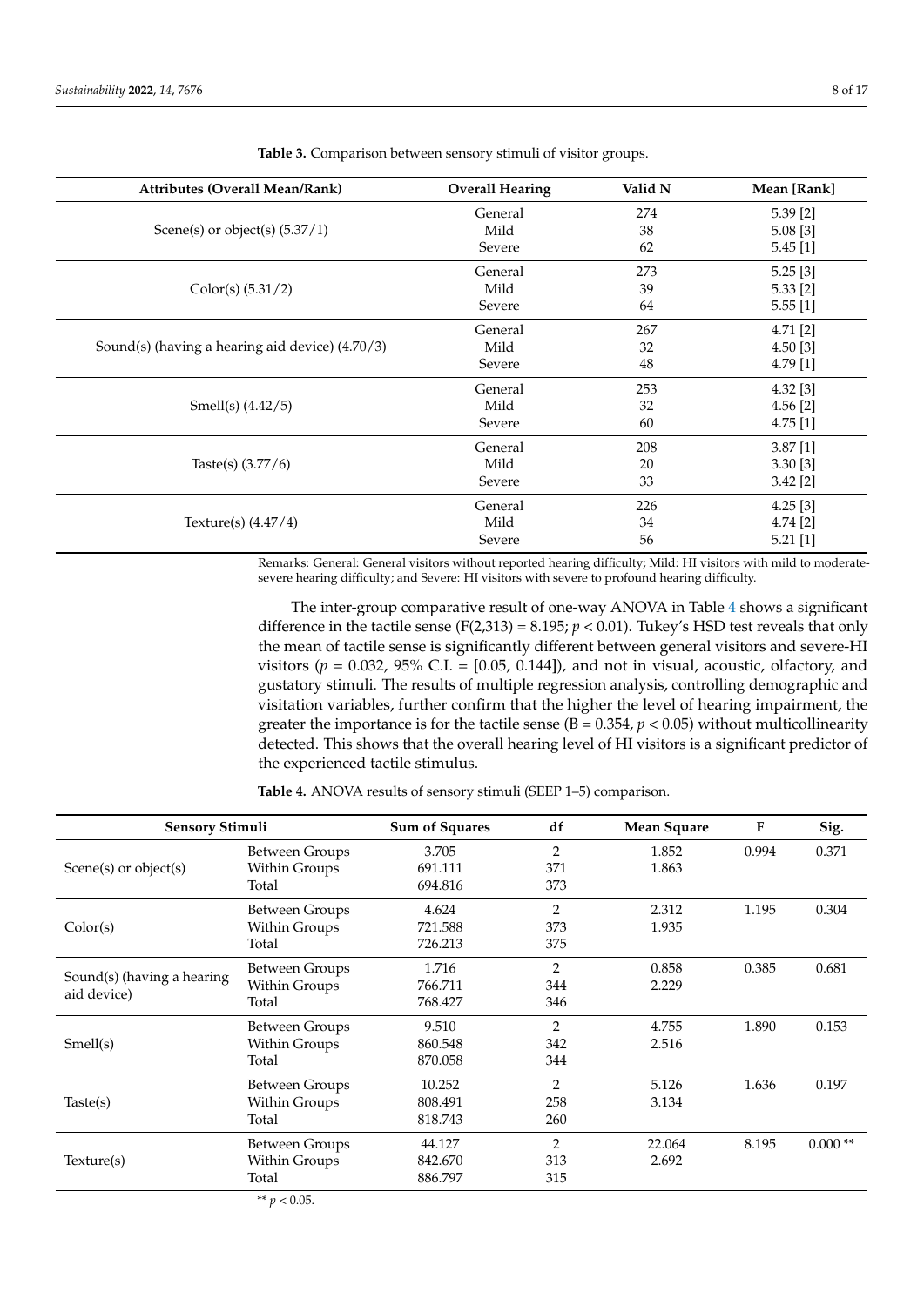**Table 3.** Comparison between sensory stimuli of visitor groups.

| Attributes (Overall Mean/Rank) | Overall Hearing | Valid N | Mean [Rank] |
|---|---|---|---|
| Scene(s) or object(s) (5.37/1) | General | 274 | 5.39 [2] |
| | Mild | 38 | 5.08 [3] |
| | Severe | 62 | 5.45 [1] |
| Color(s) (5.31/2) | General | 273 | 5.25 [3] |
| | Mild | 39 | 5.33 [2] |
| | Severe | 64 | 5.55 [1] |
| Sound(s) (having a hearing aid device) (4.70/3) | General | 267 | 4.71 [2] |
| | Mild | 32 | 4.50 [3] |
| | Severe | 48 | 4.79 [1] |
| Smell(s) (4.42/5) | General | 253 | 4.32 [3] |
| | Mild | 32 | 4.56 [2] |
| | Severe | 60 | 4.75 [1] |
| Taste(s) (3.77/6) | General | 208 | 3.87 [1] |
| | Mild | 20 | 3.30 [3] |
| | Severe | 33 | 3.42 [2] |
| Texture(s) (4.47/4) | General | 226 | 4.25 [3] |
| | Mild | 34 | 4.74 [2] |
| | Severe | 56 | 5.21 [1] |

Remarks: General: General visitors without reported hearing difficulty; Mild: HI visitors with mild to moderate-severe hearing difficulty; and Severe: HI visitors with severe to profound hearing difficulty.

The inter-group comparative result of one-way ANOVA in Table 4 shows a significant difference in the tactile sense ($F(2,313) = 8.195$; $p < 0.01$). Tukey's HSD test reveals that only the mean of tactile sense is significantly different between general visitors and severe-HI visitors ($p = 0.032$, 95% C.I. = [0.05, 0.144]), and not in visual, acoustic, olfactory, and gustatory stimuli. The results of multiple regression analysis, controlling demographic and visitation variables, further confirm that the higher the level of hearing impairment, the greater the importance is for the tactile sense ($B = 0.354$, $p < 0.05$) without multicollinearity detected. This shows that the overall hearing level of HI visitors is a significant predictor of the experienced tactile stimulus.

**Table 4.** ANOVA results of sensory stimuli (SEEP 1–5) comparison.

| Sensory Stimuli | | Sum of Squares | df | Mean Square | F | Sig. |
|---|---|---|---|---|---|---|
| Scene(s) or object(s) | Between Groups | 3.705 | 2 | 1.852 | 0.994 | 0.371 |
| | Within Groups | 691.111 | 371 | 1.863 | | |
| | Total | 694.816 | 373 | | | |
| Color(s) | Between Groups | 4.624 | 2 | 2.312 | 1.195 | 0.304 |
| | Within Groups | 721.588 | 373 | 1.935 | | |
| | Total | 726.213 | 375 | | | |
| Sound(s) (having a hearing aid device) | Between Groups | 1.716 | 2 | 0.858 | 0.385 | 0.681 |
| | Within Groups | 766.711 | 344 | 2.229 | | |
| | Total | 768.427 | 346 | | | |
| Smell(s) | Between Groups | 9.510 | 2 | 4.755 | 1.890 | 0.153 |
| | Within Groups | 860.548 | 342 | 2.516 | | |
| | Total | 870.058 | 344 | | | |
| Taste(s) | Between Groups | 10.252 | 2 | 5.126 | 1.636 | 0.197 |
| | Within Groups | 808.491 | 258 | 3.134 | | |
| | Total | 818.743 | 260 | | | |
| Texture(s) | Between Groups | 44.127 | 2 | 22.064 | 8.195 | 0.000 ** |
| | Within Groups | 842.670 | 313 | 2.692 | | |
| | Total | 886.797 | 315 | | | |

** $p < 0.05$.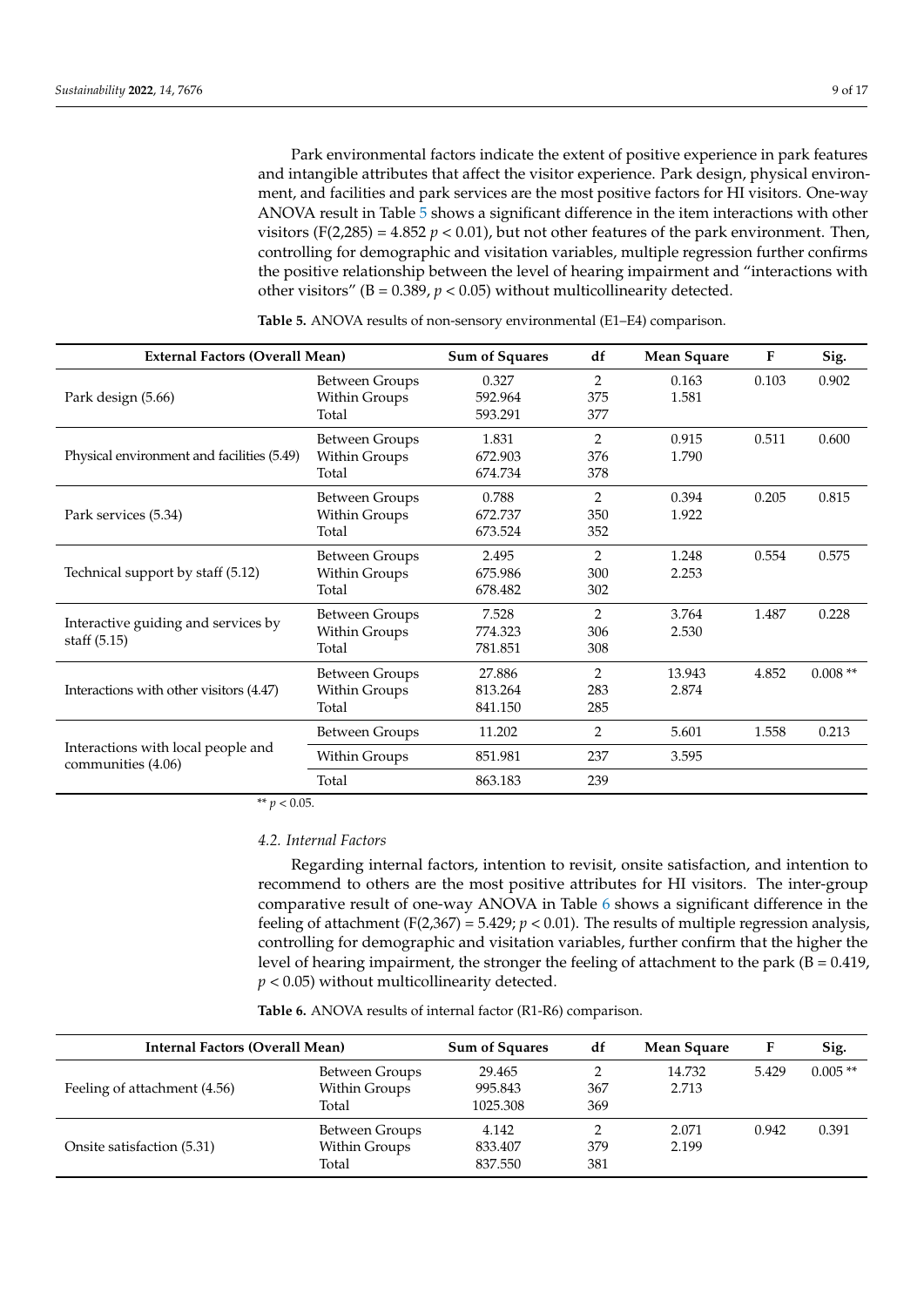Park environmental factors indicate the extent of positive experience in park features and intangible attributes that affect the visitor experience. Park design, physical environment, and facilities and park services are the most positive factors for HI visitors. One-way ANOVA result in Table 5 shows a significant difference in the item interactions with other visitors ($F(2,285) = 4.852$ $p < 0.01$), but not other features of the park environment. Then, controlling for demographic and visitation variables, multiple regression further confirms the positive relationship between the level of hearing impairment and "interactions with other visitors" ($B = 0.389$, $p < 0.05$) without multicollinearity detected.

**Table 5.** ANOVA results of non-sensory environmental (E1–E4) comparison.

| External Factors (Overall Mean) | | Sum of Squares | df | Mean Square | F | Sig. |
|---|---|---|---|---|---|---|
| Park design (5.66) | Between Groups | 0.327 | 2 | 0.163 | 0.103 | 0.902 |
| | Within Groups | 592.964 | 375 | 1.581 | | |
| | Total | 593.291 | 377 | | | |
| Physical environment and facilities (5.49) | Between Groups | 1.831 | 2 | 0.915 | 0.511 | 0.600 |
| | Within Groups | 672.903 | 376 | 1.790 | | |
| | Total | 674.734 | 378 | | | |
| Park services (5.34) | Between Groups | 0.788 | 2 | 0.394 | 0.205 | 0.815 |
| | Within Groups | 672.737 | 350 | 1.922 | | |
| | Total | 673.524 | 352 | | | |
| Technical support by staff (5.12) | Between Groups | 2.495 | 2 | 1.248 | 0.554 | 0.575 |
| | Within Groups | 675.986 | 300 | 2.253 | | |
| | Total | 678.482 | 302 | | | |
| Interactive guiding and services by staff (5.15) | Between Groups | 7.528 | 2 | 3.764 | 1.487 | 0.228 |
| | Within Groups | 774.323 | 306 | 2.530 | | |
| | Total | 781.851 | 308 | | | |
| Interactions with other visitors (4.47) | Between Groups | 27.886 | 2 | 13.943 | 4.852 | 0.008 ** |
| | Within Groups | 813.264 | 283 | 2.874 | | |
| | Total | 841.150 | 285 | | | |
| Interactions with local people and communities (4.06) | Between Groups | 11.202 | 2 | 5.601 | 1.558 | 0.213 |
| | Within Groups | 851.981 | 237 | 3.595 | | |
| | Total | 863.183 | 239 | | | |

** $p < 0.05$.

### 4.2. Internal Factors

Regarding internal factors, intention to revisit, onsite satisfaction, and intention to recommend to others are the most positive attributes for HI visitors. The inter-group comparative result of one-way ANOVA in Table 6 shows a significant difference in the feeling of attachment ($F(2,367) = 5.429$; $p < 0.01$). The results of multiple regression analysis, controlling for demographic and visitation variables, further confirm that the higher the level of hearing impairment, the stronger the feeling of attachment to the park ($B = 0.419$, $p < 0.05$) without multicollinearity detected.

**Table 6.** ANOVA results of internal factor (R1-R6) comparison.

| Internal Factors (Overall Mean) | | Sum of Squares | df | Mean Square | F | Sig. |
|---|---|---|---|---|---|---|
| Feeling of attachment (4.56) | Between Groups | 29.465 | 2 | 14.732 | 5.429 | 0.005 ** |
| | Within Groups | 995.843 | 367 | 2.713 | | |
| | Total | 1025.308 | 369 | | | |
| Onsite satisfaction (5.31) | Between Groups | 4.142 | 2 | 2.071 | 0.942 | 0.391 |
| | Within Groups | 833.407 | 379 | 2.199 | | |
| | Total | 837.550 | 381 | | | |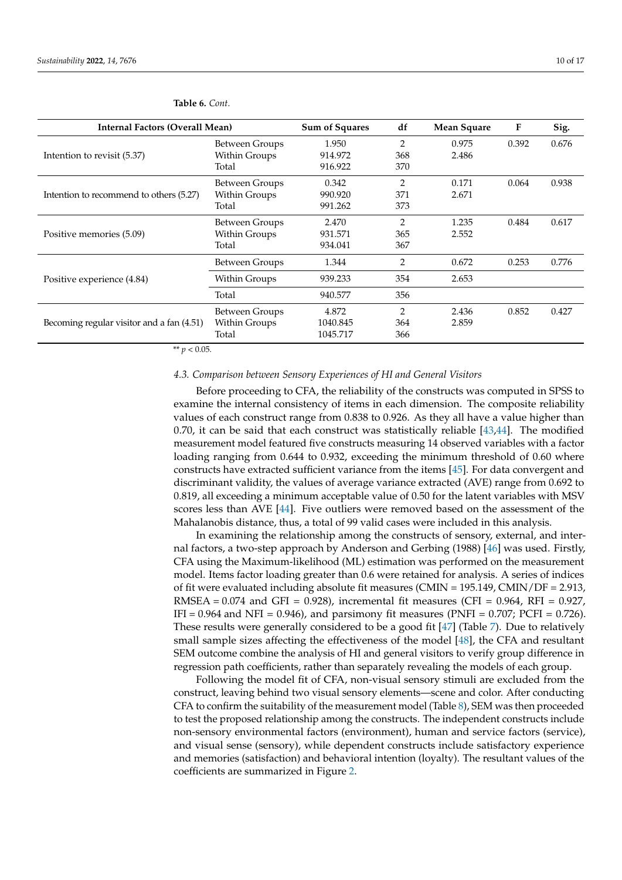**Table 6.** *Cont.*

| Internal Factors (Overall Mean) | | Sum of Squares | df | Mean Square | F | Sig. |
|---|---|---|---|---|---|---|
| Intention to revisit (5.37) | Between Groups | 1.950 | 2 | 0.975 | 0.392 | 0.676 |
| | Within Groups | 914.972 | 368 | 2.486 | | |
| | Total | 916.922 | 370 | | | |
| Intention to recommend to others (5.27) | Between Groups | 0.342 | 2 | 0.171 | 0.064 | 0.938 |
| | Within Groups | 990.920 | 371 | 2.671 | | |
| | Total | 991.262 | 373 | | | |
| Positive memories (5.09) | Between Groups | 2.470 | 2 | 1.235 | 0.484 | 0.617 |
| | Within Groups | 931.571 | 365 | 2.552 | | |
| | Total | 934.041 | 367 | | | |
| Positive experience (4.84) | Between Groups | 1.344 | 2 | 0.672 | 0.253 | 0.776 |
| | Within Groups | 939.233 | 354 | 2.653 | | |
| | Total | 940.577 | 356 | | | |
| Becoming regular visitor and a fan (4.51) | Between Groups | 4.872 | 2 | 2.436 | 0.852 | 0.427 |
| | Within Groups | 1040.845 | 364 | 2.859 | | |
| | Total | 1045.717 | 366 | | | |

** $p < 0.05$.

### *4.3. Comparison between Sensory Experiences of HI and General Visitors*

Before proceeding to CFA, the reliability of the constructs was computed in SPSS to examine the internal consistency of items in each dimension. The composite reliability values of each construct range from 0.838 to 0.926. As they all have a value higher than 0.70, it can be said that each construct was statistically reliable [43,44]. The modified measurement model featured five constructs measuring 14 observed variables with a factor loading ranging from 0.644 to 0.932, exceeding the minimum threshold of 0.60 where constructs have extracted sufficient variance from the items [45]. For data convergent and discriminant validity, the values of average variance extracted (AVE) range from 0.692 to 0.819, all exceeding a minimum acceptable value of 0.50 for the latent variables with MSV scores less than AVE [44]. Five outliers were removed based on the assessment of the Mahalanobis distance, thus, a total of 99 valid cases were included in this analysis.

In examining the relationship among the constructs of sensory, external, and internal factors, a two-step approach by Anderson and Gerbing (1988) [46] was used. Firstly, CFA using the Maximum-likelihood (ML) estimation was performed on the measurement model. Items factor loading greater than 0.6 were retained for analysis. A series of indices of fit were evaluated including absolute fit measures (CMIN = 195.149, CMIN/DF = 2.913, RMSEA = 0.074 and GFI = 0.928), incremental fit measures (CFI = 0.964, RFI = 0.927, IFI = 0.964 and NFI = 0.946), and parsimony fit measures (PNFI = 0.707; PCFI = 0.726). These results were generally considered to be a good fit [47] (Table 7). Due to relatively small sample sizes affecting the effectiveness of the model [48], the CFA and resultant SEM outcome combine the analysis of HI and general visitors to verify group difference in regression path coefficients, rather than separately revealing the models of each group.

Following the model fit of CFA, non-visual sensory stimuli are excluded from the construct, leaving behind two visual sensory elements—scene and color. After conducting CFA to confirm the suitability of the measurement model (Table 8), SEM was then proceeded to test the proposed relationship among the constructs. The independent constructs include non-sensory environmental factors (environment), human and service factors (service), and visual sense (sensory), while dependent constructs include satisfactory experience and memories (satisfaction) and behavioral intention (loyalty). The resultant values of the coefficients are summarized in Figure 2.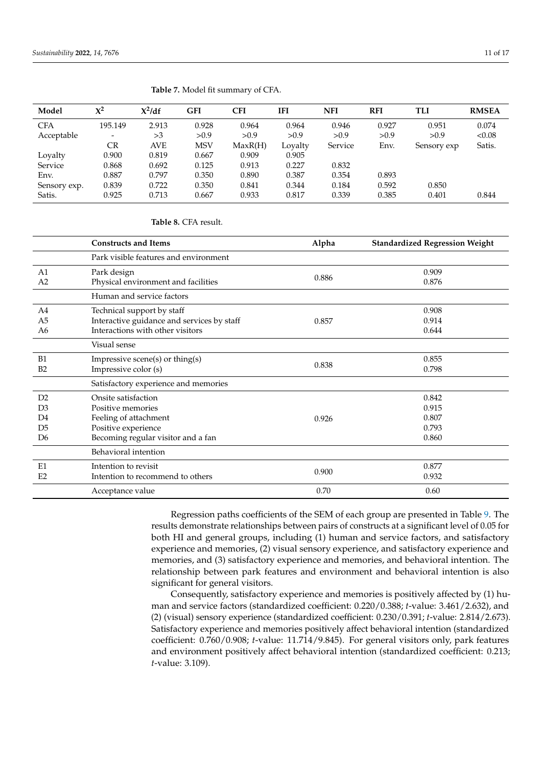**Table 7.** Model fit summary of CFA.

| Model | $X^2$ | $X^2$/df | GFI | CFI | IFI | NFI | RFI | TLI | RMSEA |
|---|---|---|---|---|---|---|---|---|---|
| CFA | 195.149 | 2.913 | 0.928 | 0.964 | 0.964 | 0.946 | 0.927 | 0.951 | 0.074 |
| Acceptable | - | >3 | >0.9 | >0.9 | >0.9 | >0.9 | >0.9 | >0.9 | <0.08 |
| | CR | AVE | MSV | MaxR(H) | Loyalty | Service | Env. | Sensory exp | Satis. |
| Loyalty | 0.900 | 0.819 | 0.667 | 0.909 | 0.905 | | | | |
| Service | 0.868 | 0.692 | 0.125 | 0.913 | 0.227 | 0.832 | | | |
| Env. | 0.887 | 0.797 | 0.350 | 0.890 | 0.387 | 0.354 | 0.893 | | |
| Sensory exp. | 0.839 | 0.722 | 0.350 | 0.841 | 0.344 | 0.184 | 0.592 | 0.850 | |
| Satis. | 0.925 | 0.713 | 0.667 | 0.933 | 0.817 | 0.339 | 0.385 | 0.401 | 0.844 |

**Table 8.** CFA result.

| | Constructs and Items | Alpha | Standardized Regression Weight |
|---|---|---|---|
| | Park visible features and environment | | |
| A1 | Park design | 0.886 | 0.909 |
| A2 | Physical environment and facilities | | 0.876 |
| | Human and service factors | | |
| A4 | Technical support by staff | | 0.908 |
| A5 | Interactive guidance and services by staff | 0.857 | 0.914 |
| A6 | Interactions with other visitors | | 0.644 |
| | Visual sense | | |
| B1 | Impressive scene(s) or thing(s) | 0.838 | 0.855 |
| B2 | Impressive color (s) | | 0.798 |
| | Satisfactory experience and memories | | |
| D2 | Onsite satisfaction | | 0.842 |
| D3 | Positive memories | | 0.915 |
| D4 | Feeling of attachment | 0.926 | 0.807 |
| D5 | Positive experience | | 0.793 |
| D6 | Becoming regular visitor and a fan | | 0.860 |
| | Behavioral intention | | |
| E1 | Intention to revisit | 0.900 | 0.877 |
| E2 | Intention to recommend to others | | 0.932 |
| | Acceptance value | 0.70 | 0.60 |

Regression paths coefficients of the SEM of each group are presented in Table 9. The results demonstrate relationships between pairs of constructs at a significant level of 0.05 for both HI and general groups, including (1) human and service factors, and satisfactory experience and memories, (2) visual sensory experience, and satisfactory experience and memories, and (3) satisfactory experience and memories, and behavioral intention. The relationship between park features and environment and behavioral intention is also significant for general visitors.

Consequently, satisfactory experience and memories is positively affected by (1) human and service factors (standardized coefficient: 0.220/0.388; *t*-value: 3.461/2.632), and (2) (visual) sensory experience (standardized coefficient: 0.230/0.391; *t*-value: 2.814/2.673). Satisfactory experience and memories positively affect behavioral intention (standardized coefficient: 0.760/0.908; *t*-value: 11.714/9.845). For general visitors only, park features and environment positively affect behavioral intention (standardized coefficient: 0.213; *t*-value: 3.109).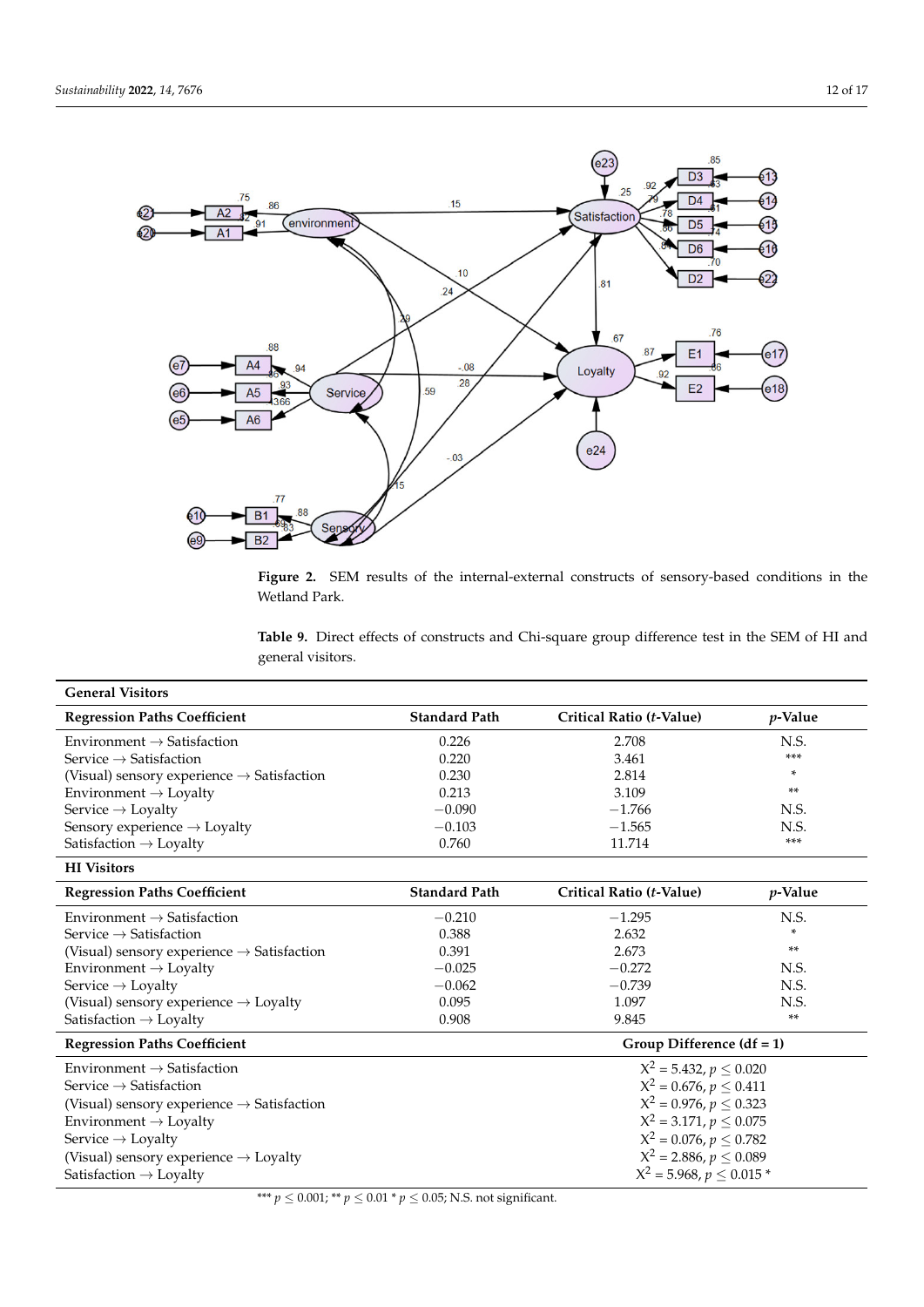**Figure 2.** SEM results of the internal-external constructs of sensory-based conditions in the Wetland Park.

**Table 9.** Direct effects of constructs and Chi-square group difference test in the SEM of HI and general visitors.

| **General Visitors** | | | |
|---|---|---|---|
| **Regression Paths Coefficient** | **Standard Path** | **Critical Ratio (*t*-Value)** | ***p*-Value** |
| Environment → Satisfaction | 0.226 | 2.708 | N.S. |
| Service → Satisfaction | 0.220 | 3.461 | *** |
| (Visual) sensory experience → Satisfaction | 0.230 | 2.814 | * |
| Environment → Loyalty | 0.213 | 3.109 | ** |
| Service → Loyalty | −0.090 | −1.766 | N.S. |
| Sensory experience → Loyalty | −0.103 | −1.565 | N.S. |
| Satisfaction → Loyalty | 0.760 | 11.714 | *** |
| **HI Visitors** | | | |
| **Regression Paths Coefficient** | **Standard Path** | **Critical Ratio (*t*-Value)** | ***p*-Value** |
| Environment → Satisfaction | −0.210 | −1.295 | N.S. |
| Service → Satisfaction | 0.388 | 2.632 | * |
| (Visual) sensory experience → Satisfaction | 0.391 | 2.673 | ** |
| Environment → Loyalty | −0.025 | −0.272 | N.S. |
| Service → Loyalty | −0.062 | −0.739 | N.S. |
| (Visual) sensory experience → Loyalty | 0.095 | 1.097 | N.S. |
| Satisfaction → Loyalty | 0.908 | 9.845 | ** |
| **Regression Paths Coefficient** | | **Group Difference (df = 1)** | |
| Environment → Satisfaction | | $X^2 = 5.432$, $p \leq 0.020$ | |
| Service → Satisfaction | | $X^2 = 0.676$, $p \leq 0.411$ | |
| (Visual) sensory experience → Satisfaction | | $X^2 = 0.976$, $p \leq 0.323$ | |
| Environment → Loyalty | | $X^2 = 3.171$, $p \leq 0.075$ | |
| Service → Loyalty | | $X^2 = 0.076$, $p \leq 0.782$ | |
| (Visual) sensory experience → Loyalty | | $X^2 = 2.886$, $p \leq 0.089$ | |
| Satisfaction → Loyalty | | $X^2 = 5.968$, $p \leq 0.015$ * | |

*** $p \leq 0.001$; ** $p \leq 0.01$ * $p \leq 0.05$; N.S. not significant.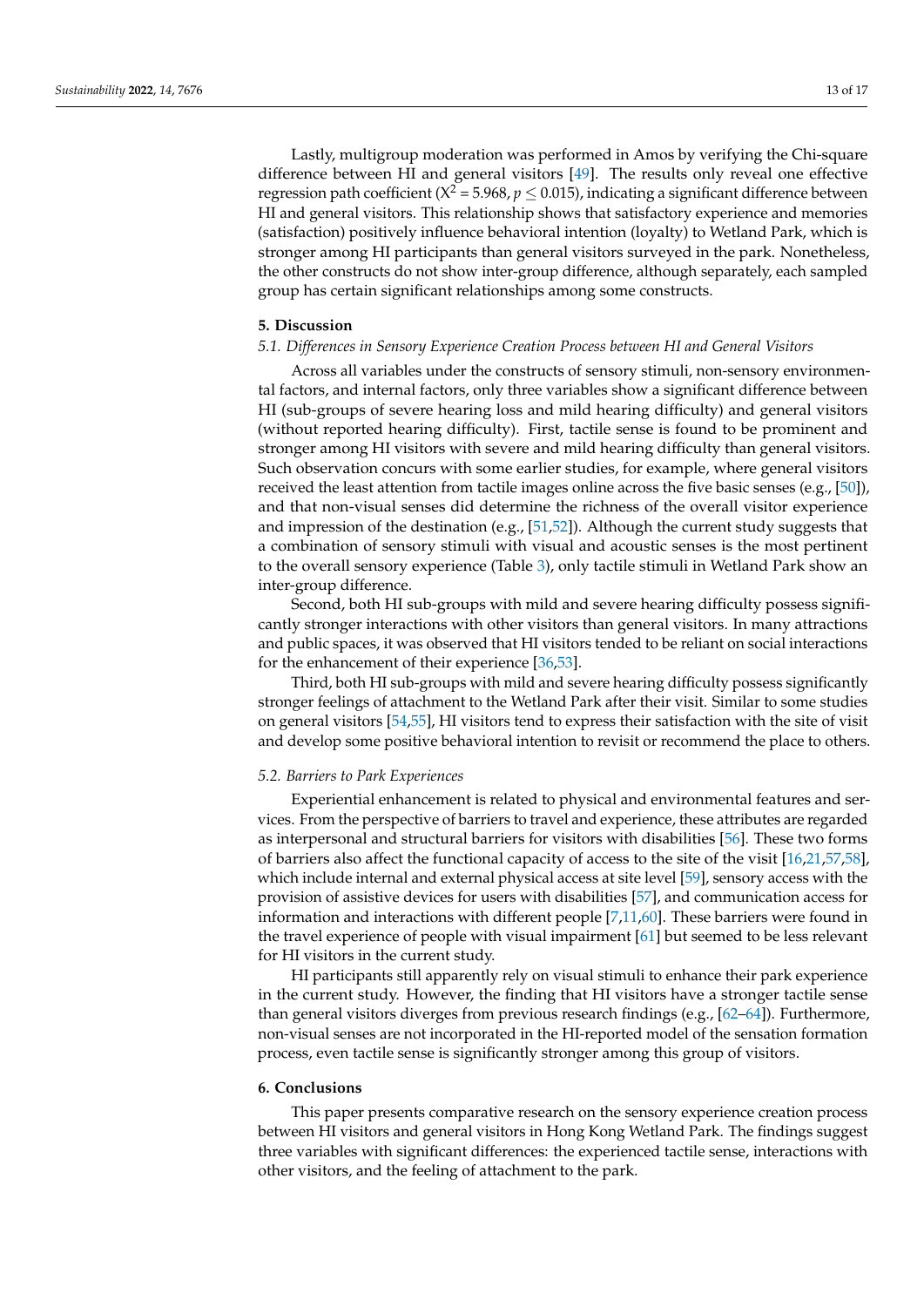Lastly, multigroup moderation was performed in Amos by verifying the Chi-square difference between HI and general visitors [49]. The results only reveal one effective regression path coefficient ($X^2 = 5.968$, $p \leq 0.015$), indicating a significant difference between HI and general visitors. This relationship shows that satisfactory experience and memories (satisfaction) positively influence behavioral intention (loyalty) to Wetland Park, which is stronger among HI participants than general visitors surveyed in the park. Nonetheless, the other constructs do not show inter-group difference, although separately, each sampled group has certain significant relationships among some constructs.

## 5. Discussion

### 5.1. Differences in Sensory Experience Creation Process between HI and General Visitors

Across all variables under the constructs of sensory stimuli, non-sensory environmental factors, and internal factors, only three variables show a significant difference between HI (sub-groups of severe hearing loss and mild hearing difficulty) and general visitors (without reported hearing difficulty). First, tactile sense is found to be prominent and stronger among HI visitors with severe and mild hearing difficulty than general visitors. Such observation concurs with some earlier studies, for example, where general visitors received the least attention from tactile images online across the five basic senses (e.g., [50]), and that non-visual senses did determine the richness of the overall visitor experience and impression of the destination (e.g., [51,52]). Although the current study suggests that a combination of sensory stimuli with visual and acoustic senses is the most pertinent to the overall sensory experience (Table 3), only tactile stimuli in Wetland Park show an inter-group difference.

Second, both HI sub-groups with mild and severe hearing difficulty possess significantly stronger interactions with other visitors than general visitors. In many attractions and public spaces, it was observed that HI visitors tended to be reliant on social interactions for the enhancement of their experience [36,53].

Third, both HI sub-groups with mild and severe hearing difficulty possess significantly stronger feelings of attachment to the Wetland Park after their visit. Similar to some studies on general visitors [54,55], HI visitors tend to express their satisfaction with the site of visit and develop some positive behavioral intention to revisit or recommend the place to others.

### 5.2. Barriers to Park Experiences

Experiential enhancement is related to physical and environmental features and services. From the perspective of barriers to travel and experience, these attributes are regarded as interpersonal and structural barriers for visitors with disabilities [56]. These two forms of barriers also affect the functional capacity of access to the site of the visit [16,21,57,58], which include internal and external physical access at site level [59], sensory access with the provision of assistive devices for users with disabilities [57], and communication access for information and interactions with different people [7,11,60]. These barriers were found in the travel experience of people with visual impairment [61] but seemed to be less relevant for HI visitors in the current study.

HI participants still apparently rely on visual stimuli to enhance their park experience in the current study. However, the finding that HI visitors have a stronger tactile sense than general visitors diverges from previous research findings (e.g., [62–64]). Furthermore, non-visual senses are not incorporated in the HI-reported model of the sensation formation process, even tactile sense is significantly stronger among this group of visitors.

## 6. Conclusions

This paper presents comparative research on the sensory experience creation process between HI visitors and general visitors in Hong Kong Wetland Park. The findings suggest three variables with significant differences: the experienced tactile sense, interactions with other visitors, and the feeling of attachment to the park.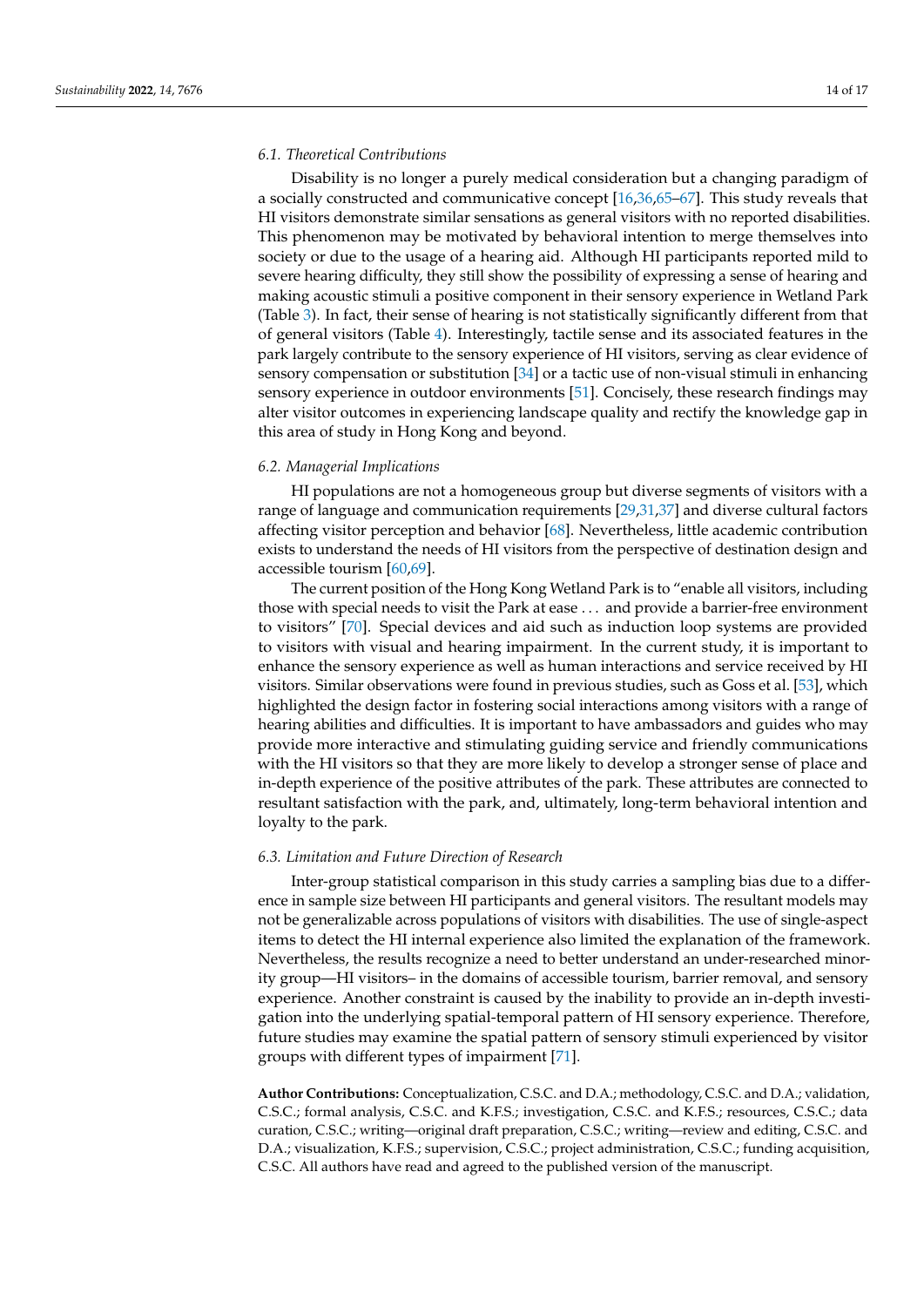### 6.1. Theoretical Contributions

Disability is no longer a purely medical consideration but a changing paradigm of a socially constructed and communicative concept [16,36,65–67]. This study reveals that HI visitors demonstrate similar sensations as general visitors with no reported disabilities. This phenomenon may be motivated by behavioral intention to merge themselves into society or due to the usage of a hearing aid. Although HI participants reported mild to severe hearing difficulty, they still show the possibility of expressing a sense of hearing and making acoustic stimuli a positive component in their sensory experience in Wetland Park (Table 3). In fact, their sense of hearing is not statistically significantly different from that of general visitors (Table 4). Interestingly, tactile sense and its associated features in the park largely contribute to the sensory experience of HI visitors, serving as clear evidence of sensory compensation or substitution [34] or a tactic use of non-visual stimuli in enhancing sensory experience in outdoor environments [51]. Concisely, these research findings may alter visitor outcomes in experiencing landscape quality and rectify the knowledge gap in this area of study in Hong Kong and beyond.

### 6.2. Managerial Implications

HI populations are not a homogeneous group but diverse segments of visitors with a range of language and communication requirements [29,31,37] and diverse cultural factors affecting visitor perception and behavior [68]. Nevertheless, little academic contribution exists to understand the needs of HI visitors from the perspective of destination design and accessible tourism [60,69].

The current position of the Hong Kong Wetland Park is to "enable all visitors, including those with special needs to visit the Park at ease . . . and provide a barrier-free environment to visitors" [70]. Special devices and aid such as induction loop systems are provided to visitors with visual and hearing impairment. In the current study, it is important to enhance the sensory experience as well as human interactions and service received by HI visitors. Similar observations were found in previous studies, such as Goss et al. [53], which highlighted the design factor in fostering social interactions among visitors with a range of hearing abilities and difficulties. It is important to have ambassadors and guides who may provide more interactive and stimulating guiding service and friendly communications with the HI visitors so that they are more likely to develop a stronger sense of place and in-depth experience of the positive attributes of the park. These attributes are connected to resultant satisfaction with the park, and, ultimately, long-term behavioral intention and loyalty to the park.

### 6.3. Limitation and Future Direction of Research

Inter-group statistical comparison in this study carries a sampling bias due to a difference in sample size between HI participants and general visitors. The resultant models may not be generalizable across populations of visitors with disabilities. The use of single-aspect items to detect the HI internal experience also limited the explanation of the framework. Nevertheless, the results recognize a need to better understand an under-researched minority group—HI visitors– in the domains of accessible tourism, barrier removal, and sensory experience. Another constraint is caused by the inability to provide an in-depth investigation into the underlying spatial-temporal pattern of HI sensory experience. Therefore, future studies may examine the spatial pattern of sensory stimuli experienced by visitor groups with different types of impairment [71].

**Author Contributions:** Conceptualization, C.S.C. and D.A.; methodology, C.S.C. and D.A.; validation, C.S.C.; formal analysis, C.S.C. and K.F.S.; investigation, C.S.C. and K.F.S.; resources, C.S.C.; data curation, C.S.C.; writing—original draft preparation, C.S.C.; writing—review and editing, C.S.C. and D.A.; visualization, K.F.S.; supervision, C.S.C.; project administration, C.S.C.; funding acquisition, C.S.C. All authors have read and agreed to the published version of the manuscript.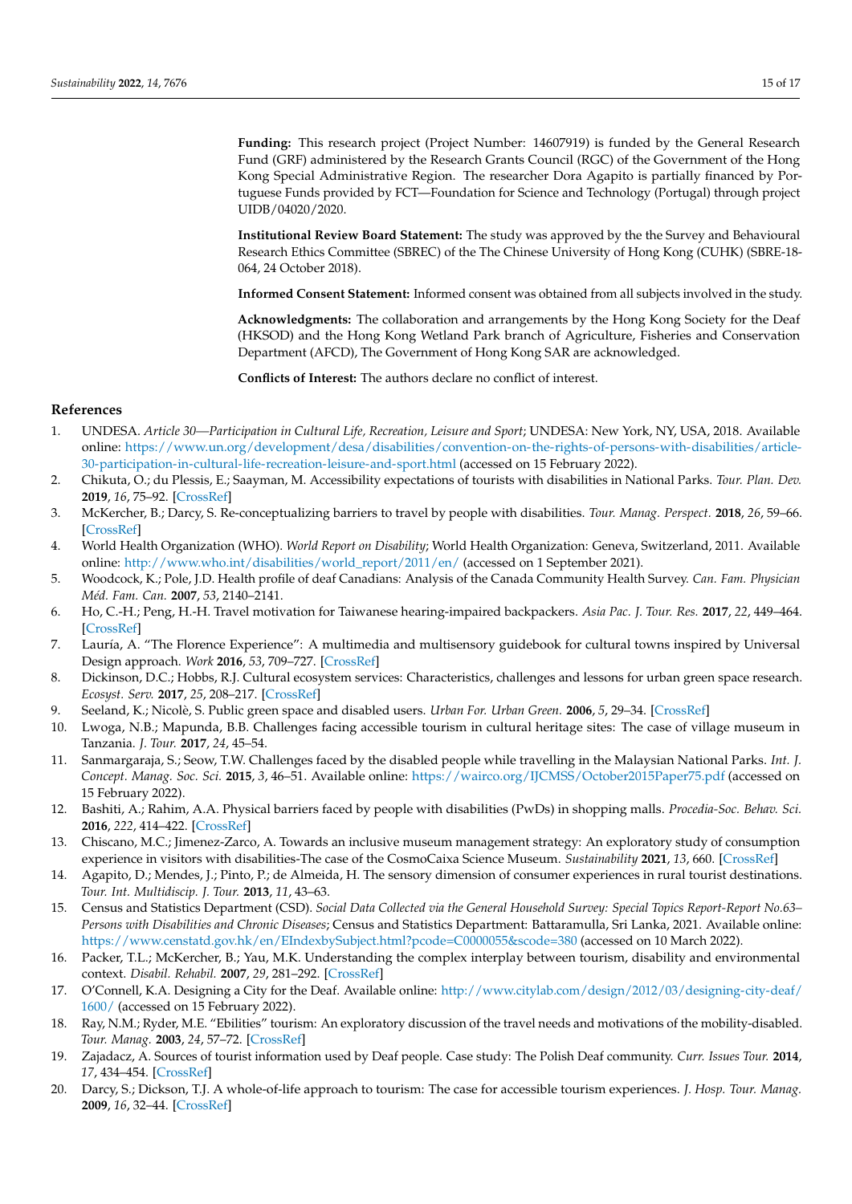**Funding:** This research project (Project Number: 14607919) is funded by the General Research Fund (GRF) administered by the Research Grants Council (RGC) of the Government of the Hong Kong Special Administrative Region. The researcher Dora Agapito is partially financed by Portuguese Funds provided by FCT—Foundation for Science and Technology (Portugal) through project UIDB/04020/2020.

**Institutional Review Board Statement:** The study was approved by the the Survey and Behavioural Research Ethics Committee (SBREC) of the The Chinese University of Hong Kong (CUHK) (SBRE-18-064, 24 October 2018).

**Informed Consent Statement:** Informed consent was obtained from all subjects involved in the study.

**Acknowledgments:** The collaboration and arrangements by the Hong Kong Society for the Deaf (HKSOD) and the Hong Kong Wetland Park branch of Agriculture, Fisheries and Conservation Department (AFCD), The Government of Hong Kong SAR are acknowledged.

**Conflicts of Interest:** The authors declare no conflict of interest.

## References

1. UNDESA. *Article 30—Participation in Cultural Life, Recreation, Leisure and Sport*; UNDESA: New York, NY, USA, 2018. Available online: https://www.un.org/development/desa/disabilities/convention-on-the-rights-of-persons-with-disabilities/article-30-participation-in-cultural-life-recreation-leisure-and-sport.html (accessed on 15 February 2022).
2. Chikuta, O.; du Plessis, E.; Saayman, M. Accessibility expectations of tourists with disabilities in National Parks. *Tour. Plan. Dev.* **2019**, *16*, 75–92. [CrossRef]
3. McKercher, B.; Darcy, S. Re-conceptualizing barriers to travel by people with disabilities. *Tour. Manag. Perspect.* **2018**, *26*, 59–66. [CrossRef]
4. World Health Organization (WHO). *World Report on Disability*; World Health Organization: Geneva, Switzerland, 2011. Available online: http://www.who.int/disabilities/world_report/2011/en/ (accessed on 1 September 2021).
5. Woodcock, K.; Pole, J.D. Health profile of deaf Canadians: Analysis of the Canada Community Health Survey. *Can. Fam. Physician Méd. Fam. Can.* **2007**, *53*, 2140–2141.
6. Ho, C.-H.; Peng, H.-H. Travel motivation for Taiwanese hearing-impaired backpackers. *Asia Pac. J. Tour. Res.* **2017**, *22*, 449–464. [CrossRef]
7. Lauría, A. "The Florence Experience": A multimedia and multisensory guidebook for cultural towns inspired by Universal Design approach. *Work* **2016**, *53*, 709–727. [CrossRef]
8. Dickinson, D.C.; Hobbs, R.J. Cultural ecosystem services: Characteristics, challenges and lessons for urban green space research. *Ecosyst. Serv.* **2017**, *25*, 208–217. [CrossRef]
9. Seeland, K.; Nicolè, S. Public green space and disabled users. *Urban For. Urban Green.* **2006**, *5*, 29–34. [CrossRef]
10. Lwoga, N.B.; Mapunda, B.B. Challenges facing accessible tourism in cultural heritage sites: The case of village museum in Tanzania. *J. Tour.* **2017**, *24*, 45–54.
11. Sanmargaraja, S.; Seow, T.W. Challenges faced by the disabled people while travelling in the Malaysian National Parks. *Int. J. Concept. Manag. Soc. Sci.* **2015**, *3*, 46–51. Available online: https://wairco.org/IJCMSS/October2015Paper75.pdf (accessed on 15 February 2022).
12. Bashiti, A.; Rahim, A.A. Physical barriers faced by people with disabilities (PwDs) in shopping malls. *Procedia-Soc. Behav. Sci.* **2016**, *222*, 414–422. [CrossRef]
13. Chiscano, M.C.; Jimenez-Zarco, A. Towards an inclusive museum management strategy: An exploratory study of consumption experience in visitors with disabilities-The case of the CosmoCaixa Science Museum. *Sustainability* **2021**, *13*, 660. [CrossRef]
14. Agapito, D.; Mendes, J.; Pinto, P.; de Almeida, H. The sensory dimension of consumer experiences in rural tourist destinations. *Tour. Int. Multidiscip. J. Tour.* **2013**, *11*, 43–63.
15. Census and Statistics Department (CSD). *Social Data Collected via the General Household Survey: Special Topics Report-Report No.63–Persons with Disabilities and Chronic Diseases*; Census and Statistics Department: Battaramulla, Sri Lanka, 2021. Available online: https://www.censtatd.gov.hk/en/EIndexbySubject.html?pcode=C0000055&scode=380 (accessed on 10 March 2022).
16. Packer, T.L.; McKercher, B.; Yau, M.K. Understanding the complex interplay between tourism, disability and environmental context. *Disabil. Rehabil.* **2007**, *29*, 281–292. [CrossRef]
17. O'Connell, K.A. Designing a City for the Deaf. Available online: http://www.citylab.com/design/2012/03/designing-city-deaf/1600/ (accessed on 15 February 2022).
18. Ray, N.M.; Ryder, M.E. "Ebilities" tourism: An exploratory discussion of the travel needs and motivations of the mobility-disabled. *Tour. Manag.* **2003**, *24*, 57–72. [CrossRef]
19. Zajadacz, A. Sources of tourist information used by Deaf people. Case study: The Polish Deaf community. *Curr. Issues Tour.* **2014**, *17*, 434–454. [CrossRef]
20. Darcy, S.; Dickson, T.J. A whole-of-life approach to tourism: The case for accessible tourism experiences. *J. Hosp. Tour. Manag.* **2009**, *16*, 32–44. [CrossRef]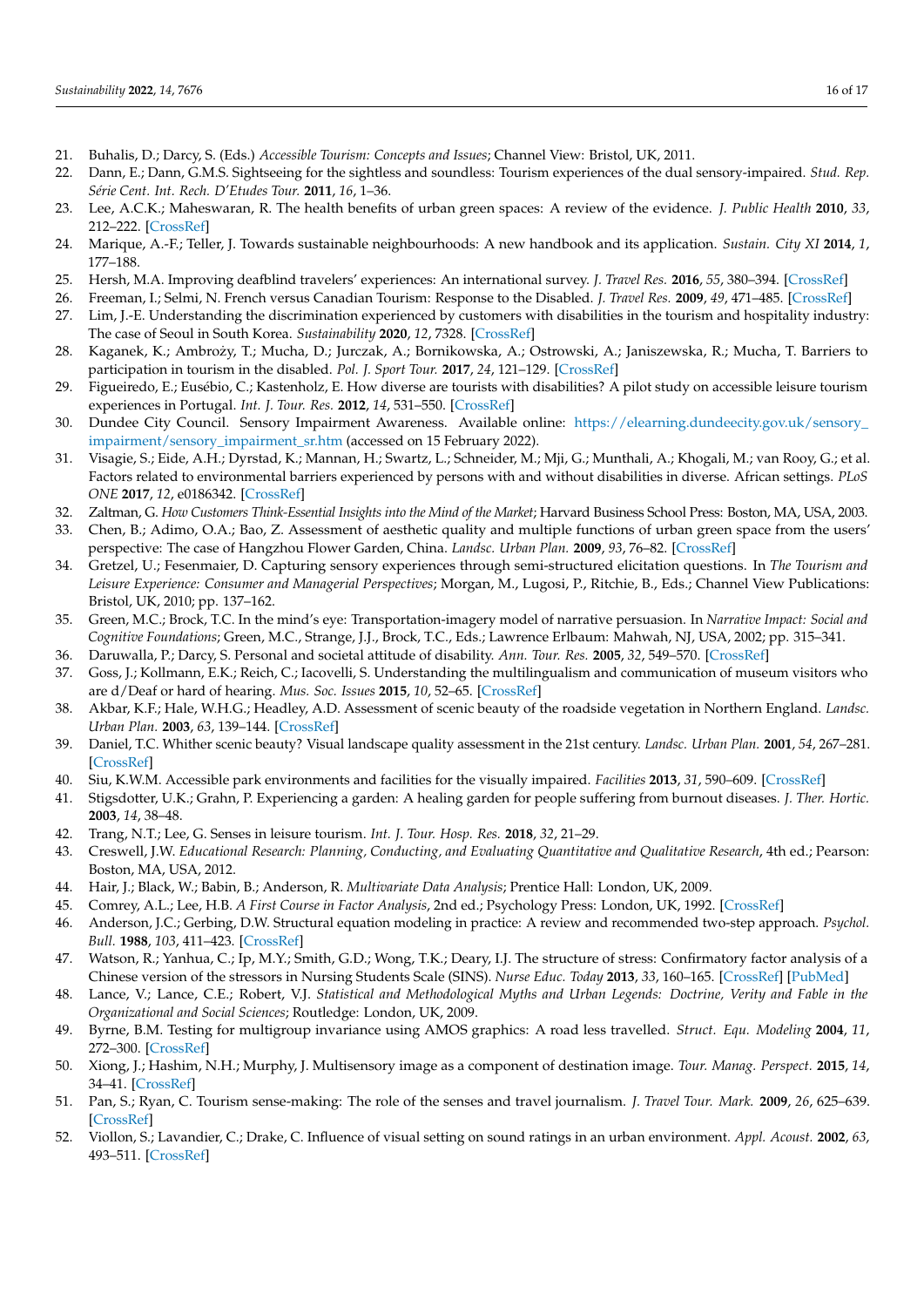21. Buhalis, D.; Darcy, S. (Eds.) *Accessible Tourism: Concepts and Issues*; Channel View: Bristol, UK, 2011.
22. Dann, E.; Dann, G.M.S. Sightseeing for the sightless and soundless: Tourism experiences of the dual sensory-impaired. *Stud. Rep. Série Cent. Int. Rech. D'Etudes Tour.* **2011**, *16*, 1–36.
23. Lee, A.C.K.; Maheswaran, R. The health benefits of urban green spaces: A review of the evidence. *J. Public Health* **2010**, *33*, 212–222. [CrossRef]
24. Marique, A.-F.; Teller, J. Towards sustainable neighbourhoods: A new handbook and its application. *Sustain. City XI* **2014**, *1*, 177–188.
25. Hersh, M.A. Improving deafblind travelers' experiences: An international survey. *J. Travel Res.* **2016**, *55*, 380–394. [CrossRef]
26. Freeman, I.; Selmi, N. French versus Canadian Tourism: Response to the Disabled. *J. Travel Res.* **2009**, *49*, 471–485. [CrossRef]
27. Lim, J.-E. Understanding the discrimination experienced by customers with disabilities in the tourism and hospitality industry: The case of Seoul in South Korea. *Sustainability* **2020**, *12*, 7328. [CrossRef]
28. Kaganek, K.; Ambroży, T.; Mucha, D.; Jurczak, A.; Bornikowska, A.; Ostrowski, A.; Janiszewska, R.; Mucha, T. Barriers to participation in tourism in the disabled. *Pol. J. Sport Tour.* **2017**, *24*, 121–129. [CrossRef]
29. Figueiredo, E.; Eusébio, C.; Kastenholz, E. How diverse are tourists with disabilities? A pilot study on accessible leisure tourism experiences in Portugal. *Int. J. Tour. Res.* **2012**, *14*, 531–550. [CrossRef]
30. Dundee City Council. Sensory Impairment Awareness. Available online: https://elearning.dundeecity.gov.uk/sensory_impairment/sensory_impairment_sr.htm (accessed on 15 February 2022).
31. Visagie, S.; Eide, A.H.; Dyrstad, K.; Mannan, H.; Swartz, L.; Schneider, M.; Mji, G.; Munthali, A.; Khogali, M.; van Rooy, G.; et al. Factors related to environmental barriers experienced by persons with and without disabilities in diverse. African settings. *PLoS ONE* **2017**, *12*, e0186342. [CrossRef]
32. Zaltman, G. *How Customers Think-Essential Insights into the Mind of the Market*; Harvard Business School Press: Boston, MA, USA, 2003.
33. Chen, B.; Adimo, O.A.; Bao, Z. Assessment of aesthetic quality and multiple functions of urban green space from the users' perspective: The case of Hangzhou Flower Garden, China. *Landsc. Urban Plan.* **2009**, *93*, 76–82. [CrossRef]
34. Gretzel, U.; Fesenmaier, D. Capturing sensory experiences through semi-structured elicitation questions. In *The Tourism and Leisure Experience: Consumer and Managerial Perspectives*; Morgan, M., Lugosi, P., Ritchie, B., Eds.; Channel View Publications: Bristol, UK, 2010; pp. 137–162.
35. Green, M.C.; Brock, T.C. In the mind's eye: Transportation-imagery model of narrative persuasion. In *Narrative Impact: Social and Cognitive Foundations*; Green, M.C., Strange, J.J., Brock, T.C., Eds.; Lawrence Erlbaum: Mahwah, NJ, USA, 2002; pp. 315–341.
36. Daruwalla, P.; Darcy, S. Personal and societal attitude of disability. *Ann. Tour. Res.* **2005**, *32*, 549–570. [CrossRef]
37. Goss, J.; Kollmann, E.K.; Reich, C.; Iacovelli, S. Understanding the multilingualism and communication of museum visitors who are d/Deaf or hard of hearing. *Mus. Soc. Issues* **2015**, *10*, 52–65. [CrossRef]
38. Akbar, K.F.; Hale, W.H.G.; Headley, A.D. Assessment of scenic beauty of the roadside vegetation in Northern England. *Landsc. Urban Plan.* **2003**, *63*, 139–144. [CrossRef]
39. Daniel, T.C. Whither scenic beauty? Visual landscape quality assessment in the 21st century. *Landsc. Urban Plan.* **2001**, *54*, 267–281. [CrossRef]
40. Siu, K.W.M. Accessible park environments and facilities for the visually impaired. *Facilities* **2013**, *31*, 590–609. [CrossRef]
41. Stigsdotter, U.K.; Grahn, P. Experiencing a garden: A healing garden for people suffering from burnout diseases. *J. Ther. Hortic.* **2003**, *14*, 38–48.
42. Trang, N.T.; Lee, G. Senses in leisure tourism. *Int. J. Tour. Hosp. Res.* **2018**, *32*, 21–29.
43. Creswell, J.W. *Educational Research: Planning, Conducting, and Evaluating Quantitative and Qualitative Research*, 4th ed.; Pearson: Boston, MA, USA, 2012.
44. Hair, J.; Black, W.; Babin, B.; Anderson, R. *Multivariate Data Analysis*; Prentice Hall: London, UK, 2009.
45. Comrey, A.L.; Lee, H.B. *A First Course in Factor Analysis*, 2nd ed.; Psychology Press: London, UK, 1992. [CrossRef]
46. Anderson, J.C.; Gerbing, D.W. Structural equation modeling in practice: A review and recommended two-step approach. *Psychol. Bull.* **1988**, *103*, 411–423. [CrossRef]
47. Watson, R.; Yanhua, C.; Ip, M.Y.; Smith, G.D.; Wong, T.K.; Deary, I.J. The structure of stress: Confirmatory factor analysis of a Chinese version of the stressors in Nursing Students Scale (SINS). *Nurse Educ. Today* **2013**, *33*, 160–165. [CrossRef] [PubMed]
48. Lance, V.; Lance, C.E.; Robert, V.J. *Statistical and Methodological Myths and Urban Legends: Doctrine, Verity and Fable in the Organizational and Social Sciences*; Routledge: London, UK, 2009.
49. Byrne, B.M. Testing for multigroup invariance using AMOS graphics: A road less travelled. *Struct. Equ. Modeling* **2004**, *11*, 272–300. [CrossRef]
50. Xiong, J.; Hashim, N.H.; Murphy, J. Multisensory image as a component of destination image. *Tour. Manag. Perspect.* **2015**, *14*, 34–41. [CrossRef]
51. Pan, S.; Ryan, C. Tourism sense-making: The role of the senses and travel journalism. *J. Travel Tour. Mark.* **2009**, *26*, 625–639. [CrossRef]
52. Viollon, S.; Lavandier, C.; Drake, C. Influence of visual setting on sound ratings in an urban environment. *Appl. Acoust.* **2002**, *63*, 493–511. [CrossRef]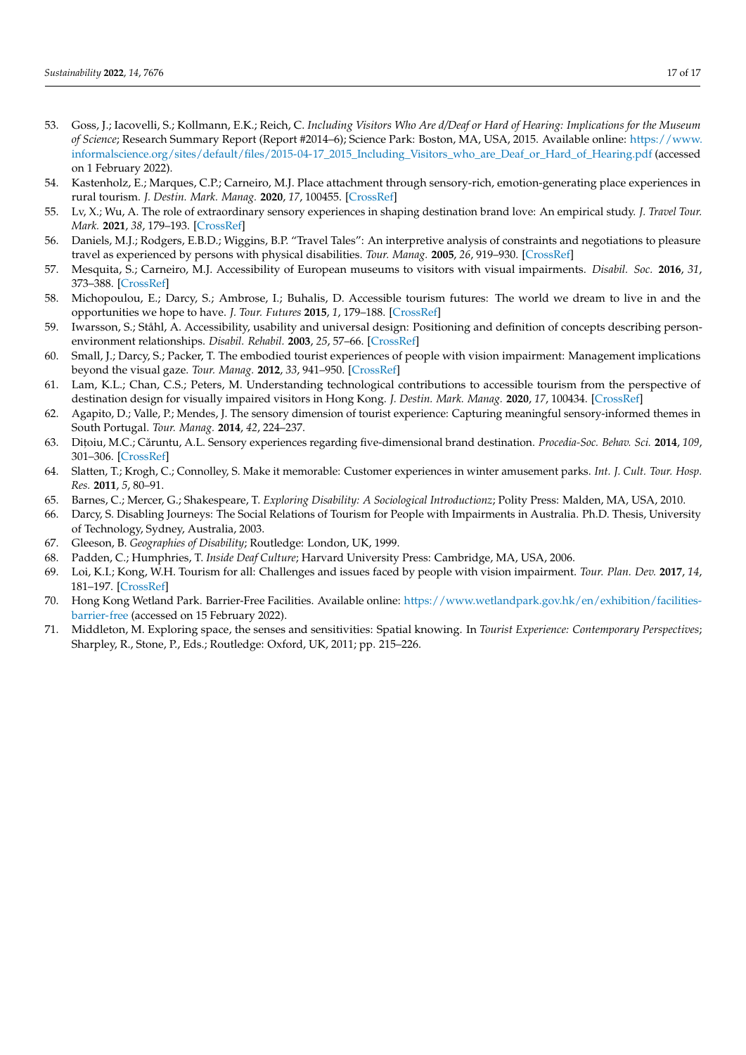53. Goss, J.; Iacovelli, S.; Kollmann, E.K.; Reich, C. *Including Visitors Who Are d/Deaf or Hard of Hearing: Implications for the Museum of Science*; Research Summary Report (Report #2014–6); Science Park: Boston, MA, USA, 2015. Available online: https://www.informalscience.org/sites/default/files/2015-04-17_2015_Including_Visitors_who_are_Deaf_or_Hard_of_Hearing.pdf (accessed on 1 February 2022).
54. Kastenholz, E.; Marques, C.P.; Carneiro, M.J. Place attachment through sensory-rich, emotion-generating place experiences in rural tourism. *J. Destin. Mark. Manag.* **2020**, *17*, 100455. [CrossRef]
55. Lv, X.; Wu, A. The role of extraordinary sensory experiences in shaping destination brand love: An empirical study. *J. Travel Tour. Mark.* **2021**, *38*, 179–193. [CrossRef]
56. Daniels, M.J.; Rodgers, E.B.D.; Wiggins, B.P. "Travel Tales": An interpretive analysis of constraints and negotiations to pleasure travel as experienced by persons with physical disabilities. *Tour. Manag.* **2005**, *26*, 919–930. [CrossRef]
57. Mesquita, S.; Carneiro, M.J. Accessibility of European museums to visitors with visual impairments. *Disabil. Soc.* **2016**, *31*, 373–388. [CrossRef]
58. Michopoulou, E.; Darcy, S.; Ambrose, I.; Buhalis, D. Accessible tourism futures: The world we dream to live in and the opportunities we hope to have. *J. Tour. Futures* **2015**, *1*, 179–188. [CrossRef]
59. Iwarsson, S.; Ståhl, A. Accessibility, usability and universal design: Positioning and definition of concepts describing person-environment relationships. *Disabil. Rehabil.* **2003**, *25*, 57–66. [CrossRef]
60. Small, J.; Darcy, S.; Packer, T. The embodied tourist experiences of people with vision impairment: Management implications beyond the visual gaze. *Tour. Manag.* **2012**, *33*, 941–950. [CrossRef]
61. Lam, K.L.; Chan, C.S.; Peters, M. Understanding technological contributions to accessible tourism from the perspective of destination design for visually impaired visitors in Hong Kong. *J. Destin. Mark. Manag.* **2020**, *17*, 100434. [CrossRef]
62. Agapito, D.; Valle, P.; Mendes, J. The sensory dimension of tourist experience: Capturing meaningful sensory-informed themes in South Portugal. *Tour. Manag.* **2014**, *42*, 224–237.
63. Dițoiu, M.C.; Căruntu, A.L. Sensory experiences regarding five-dimensional brand destination. *Procedia-Soc. Behav. Sci.* **2014**, *109*, 301–306. [CrossRef]
64. Slatten, T.; Krogh, C.; Connolley, S. Make it memorable: Customer experiences in winter amusement parks. *Int. J. Cult. Tour. Hosp. Res.* **2011**, *5*, 80–91.
65. Barnes, C.; Mercer, G.; Shakespeare, T. *Exploring Disability: A Sociological Introductionz*; Polity Press: Malden, MA, USA, 2010.
66. Darcy, S. Disabling Journeys: The Social Relations of Tourism for People with Impairments in Australia. Ph.D. Thesis, University of Technology, Sydney, Australia, 2003.
67. Gleeson, B. *Geographies of Disability*; Routledge: London, UK, 1999.
68. Padden, C.; Humphries, T. *Inside Deaf Culture*; Harvard University Press: Cambridge, MA, USA, 2006.
69. Loi, K.I.; Kong, W.H. Tourism for all: Challenges and issues faced by people with vision impairment. *Tour. Plan. Dev.* **2017**, *14*, 181–197. [CrossRef]
70. Hong Kong Wetland Park. Barrier-Free Facilities. Available online: https://www.wetlandpark.gov.hk/en/exhibition/facilities-barrier-free (accessed on 15 February 2022).
71. Middleton, M. Exploring space, the senses and sensitivities: Spatial knowing. In *Tourist Experience: Contemporary Perspectives*; Sharpley, R., Stone, P., Eds.; Routledge: Oxford, UK, 2011; pp. 215–226.